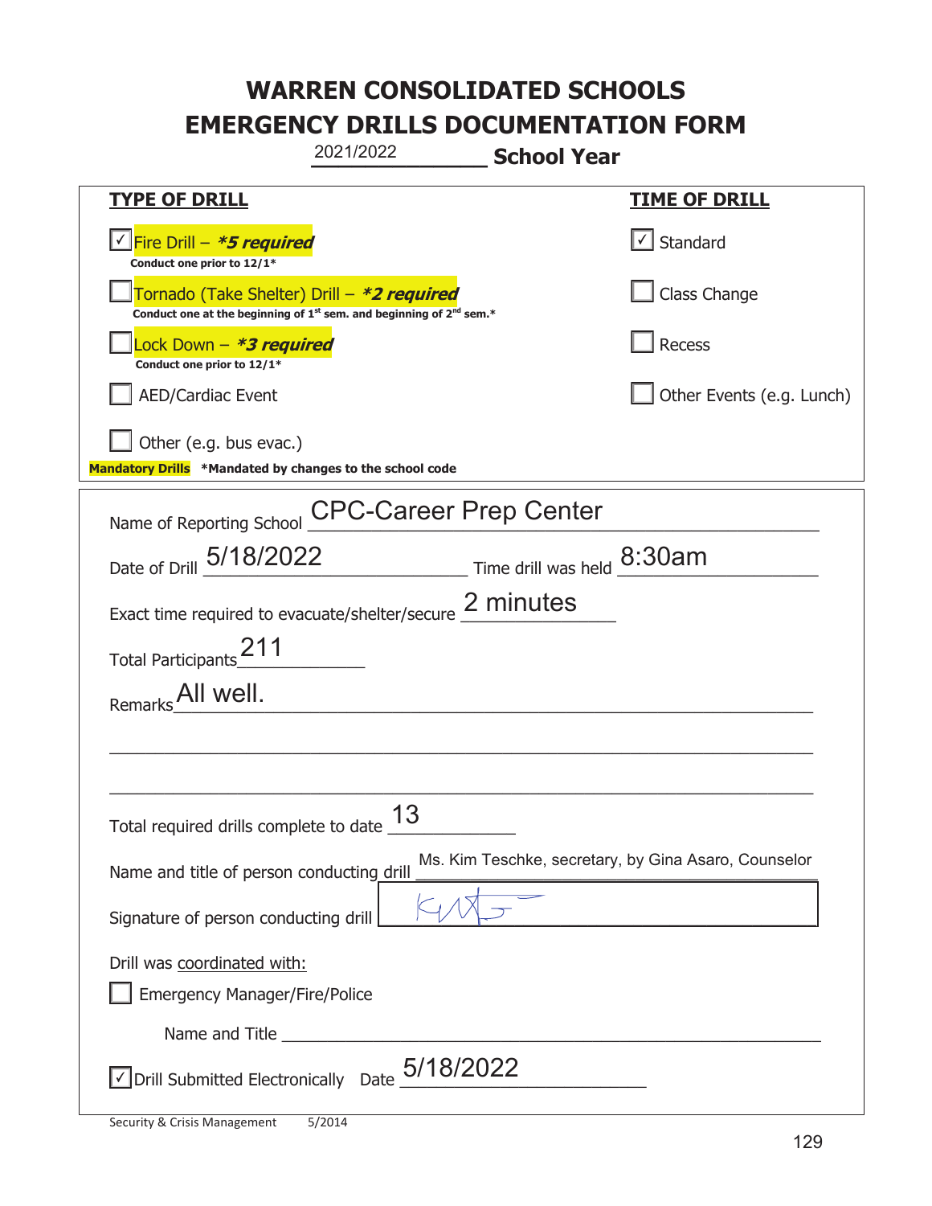# WARREN CONSOLIDATED SCHOOLS
# EMERGENCY DRILLS DOCUMENTATION FORM

2021/2022 **School Year**

| **TYPE OF DRILL** | **TIME OF DRILL** |
|---|---|
| ☑ Fire Drill – ***5 required*** Conduct one prior to 12/1* | ☑ Standard |
| ☐ Tornado (Take Shelter) Drill – ***2 required*** Conduct one at the beginning of 1st sem. and beginning of 2nd sem.* | ☐ Class Change |
| ☐ Lock Down – ***3 required*** Conduct one prior to 12/1* | ☐ Recess |
| ☐ AED/Cardiac Event | ☐ Other Events (e.g. Lunch) |
| ☐ Other (e.g. bus evac.) | |

**Mandatory Drills** ***Mandated by changes to the school code**

Name of Reporting School: CPC-Career Prep Center

Date of Drill: 5/18/2022  Time drill was held: 8:30am

Exact time required to evacuate/shelter/secure: 2 minutes

Total Participants: 211

Remarks: All well.

Total required drills complete to date: 13

Name and title of person conducting drill: Ms. Kim Teschke, secretary, by Gina Asaro, Counselor

Signature of person conducting drill: [signature]

Drill was coordinated with:

☐ Emergency Manager/Fire/Police

Name and Title ______

☑ Drill Submitted Electronically Date: 5/18/2022

Security & Crisis Management 5/2014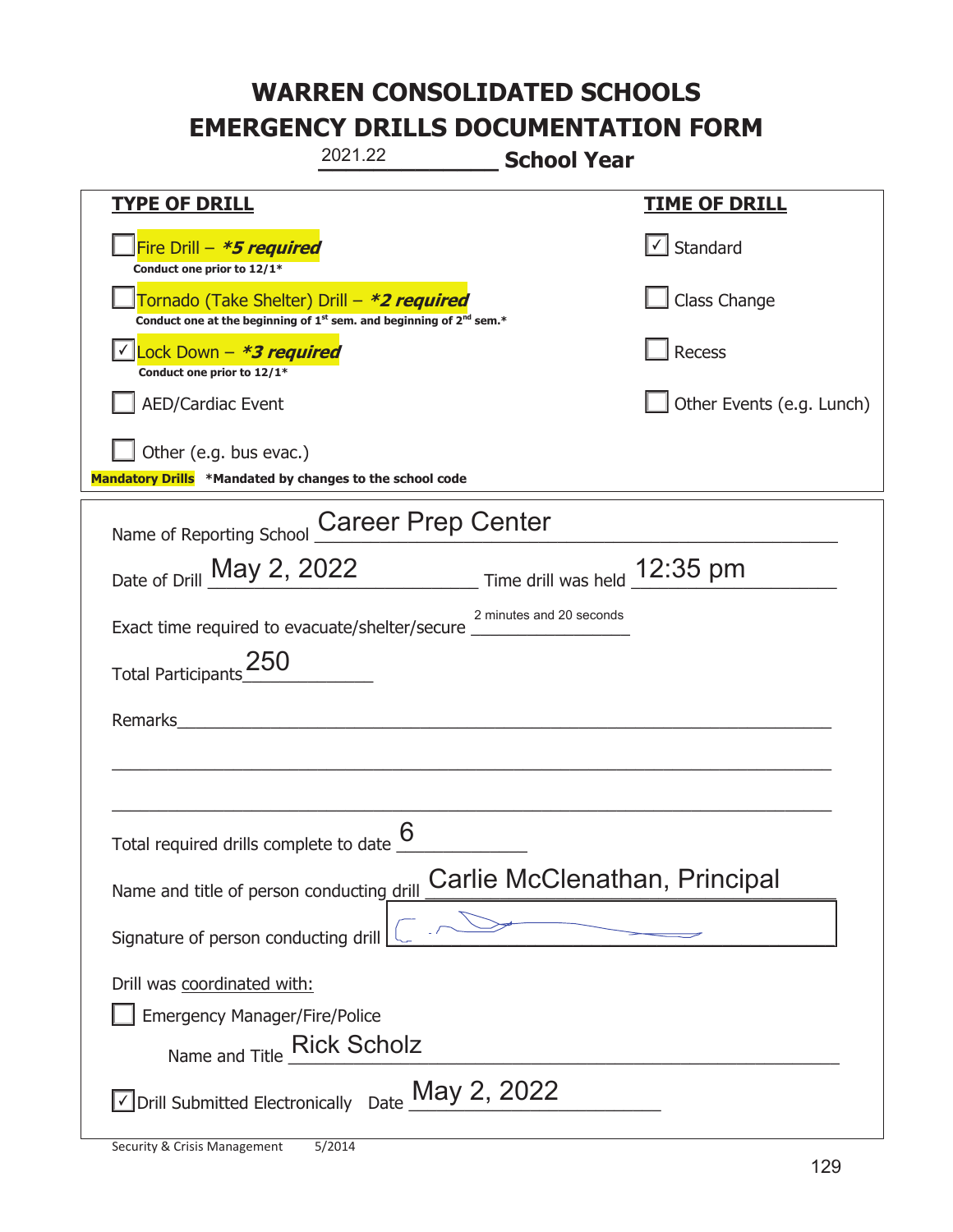# WARREN CONSOLIDATED SCHOOLS
# EMERGENCY DRILLS DOCUMENTATION FORM

2021.22 **School Year**

| **TYPE OF DRILL** | **TIME OF DRILL** |
|---|---|
| ☐ Fire Drill – ***5 required*** <br> **Conduct one prior to 12/1*** | ☑ Standard |
| ☐ Tornado (Take Shelter) Drill – ***2 required*** <br> **Conduct one at the beginning of 1st sem. and beginning of 2nd sem.*** | ☐ Class Change |
| ☑ Lock Down – ***3 required*** <br> **Conduct one prior to 12/1*** | ☐ Recess |
| ☐ AED/Cardiac Event | ☐ Other Events (e.g. Lunch) |
| ☐ Other (e.g. bus evac.) | |

**Mandatory Drills** ***Mandated by changes to the school code**

Name of Reporting School: Career Prep Center

Date of Drill: May 2, 2022 Time drill was held: 12:35 pm

Exact time required to evacuate/shelter/secure: 2 minutes and 20 seconds

Total Participants: 250

Remarks: ______________________________

Total required drills complete to date: 6

Name and title of person conducting drill: Carlie McClenathan, Principal

Signature of person conducting drill: [signature]

Drill was coordinated with:

☐ Emergency Manager/Fire/Police

Name and Title: Rick Scholz

☑ Drill Submitted Electronically Date: May 2, 2022

Security & Crisis Management 5/2014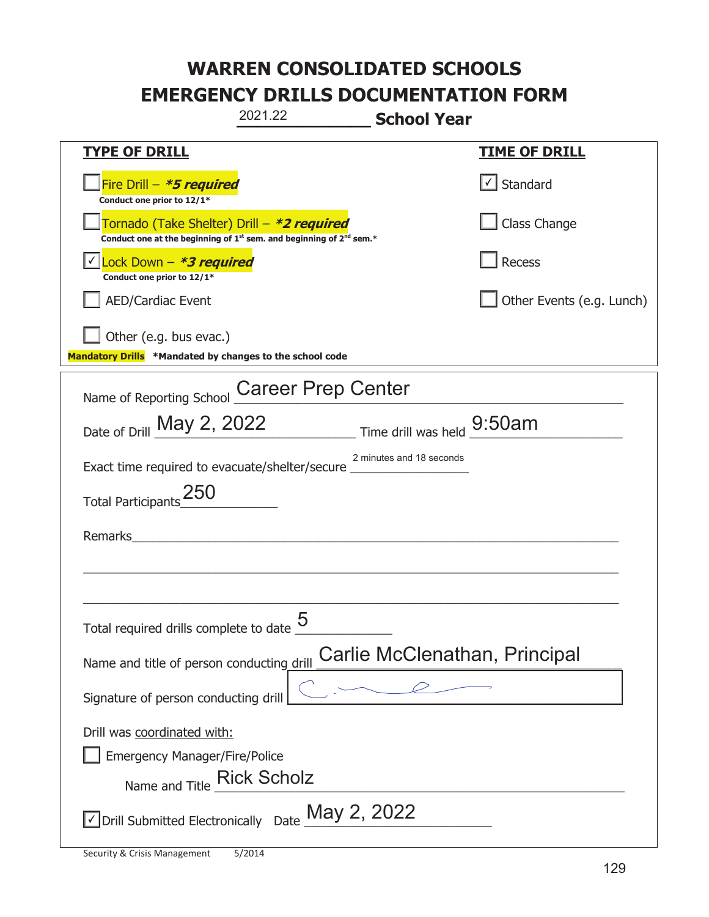# WARREN CONSOLIDATED SCHOOLS
# EMERGENCY DRILLS DOCUMENTATION FORM

2021.22 **School Year**

| **TYPE OF DRILL** | **TIME OF DRILL** |
|---|---|
| ☐ Fire Drill – ***5 required*** <br> **Conduct one prior to 12/1*** | ☑ Standard |
| ☐ Tornado (Take Shelter) Drill – ***2 required*** <br> **Conduct one at the beginning of 1st sem. and beginning of 2nd sem.*** | ☐ Class Change |
| ☑ Lock Down – ***3 required*** <br> **Conduct one prior to 12/1*** | ☐ Recess |
| ☐ AED/Cardiac Event | ☐ Other Events (e.g. Lunch) |
| ☐ Other (e.g. bus evac.) | |

**Mandatory Drills** **\*Mandated by changes to the school code**

Name of Reporting School: Career Prep Center

Date of Drill: May 2, 2022 Time drill was held: 9:50am

Exact time required to evacuate/shelter/secure: 2 minutes and 18 seconds

Total Participants: 250

Remarks: ___

Total required drills complete to date: 5

Name and title of person conducting drill: Carlie McClenathan, Principal

Signature of person conducting drill: [signature]

Drill was coordinated with:

☐ Emergency Manager/Fire/Police

Name and Title: Rick Scholz

☑ Drill Submitted Electronically Date: May 2, 2022

Security & Crisis Management 5/2014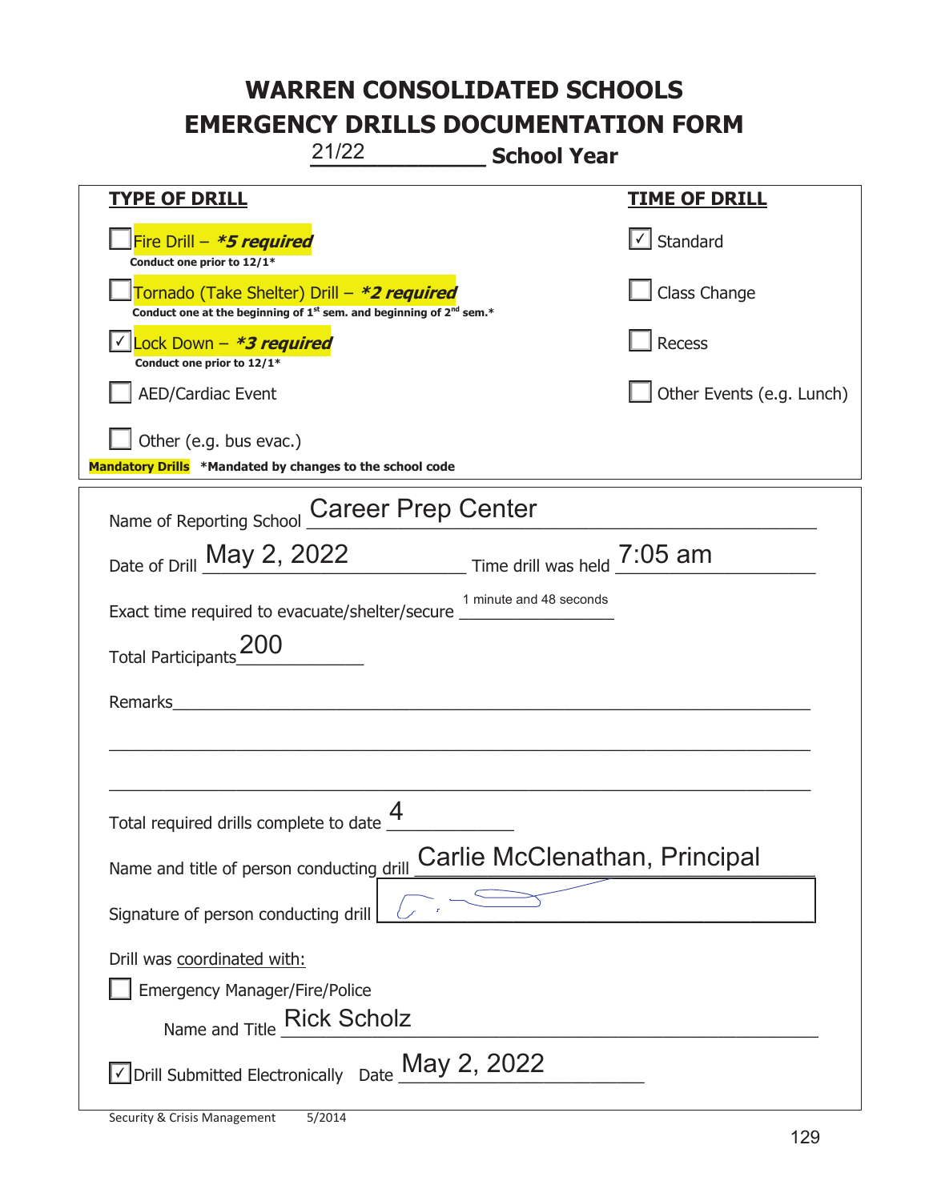# WARREN CONSOLIDATED SCHOOLS
# EMERGENCY DRILLS DOCUMENTATION FORM

21/22 **School Year**

| **TYPE OF DRILL** | **TIME OF DRILL** |
|---|---|
| ☐ Fire Drill – ***5 required*** <br> **Conduct one prior to 12/1*** | ☑ Standard |
| ☐ Tornado (Take Shelter) Drill – ***2 required*** <br> **Conduct one at the beginning of 1st sem. and beginning of 2nd sem.*** | ☐ Class Change |
| ☑ Lock Down – ***3 required*** <br> **Conduct one prior to 12/1*** | ☐ Recess |
| ☐ AED/Cardiac Event | ☐ Other Events (e.g. Lunch) |
| ☐ Other (e.g. bus evac.) | |

**Mandatory Drills** **\*Mandated by changes to the school code**

Name of Reporting School: Career Prep Center

Date of Drill: May 2, 2022 Time drill was held: 7:05 am

Exact time required to evacuate/shelter/secure: 1 minute and 48 seconds

Total Participants: 200

Remarks: ______________________________

Total required drills complete to date: 4

Name and title of person conducting drill: Carlie McClenathan, Principal

Signature of person conducting drill: [signature]

Drill was coordinated with:

☐ Emergency Manager/Fire/Police

Name and Title: Rick Scholz

☑ Drill Submitted Electronically Date: May 2, 2022

Security & Crisis Management 5/2014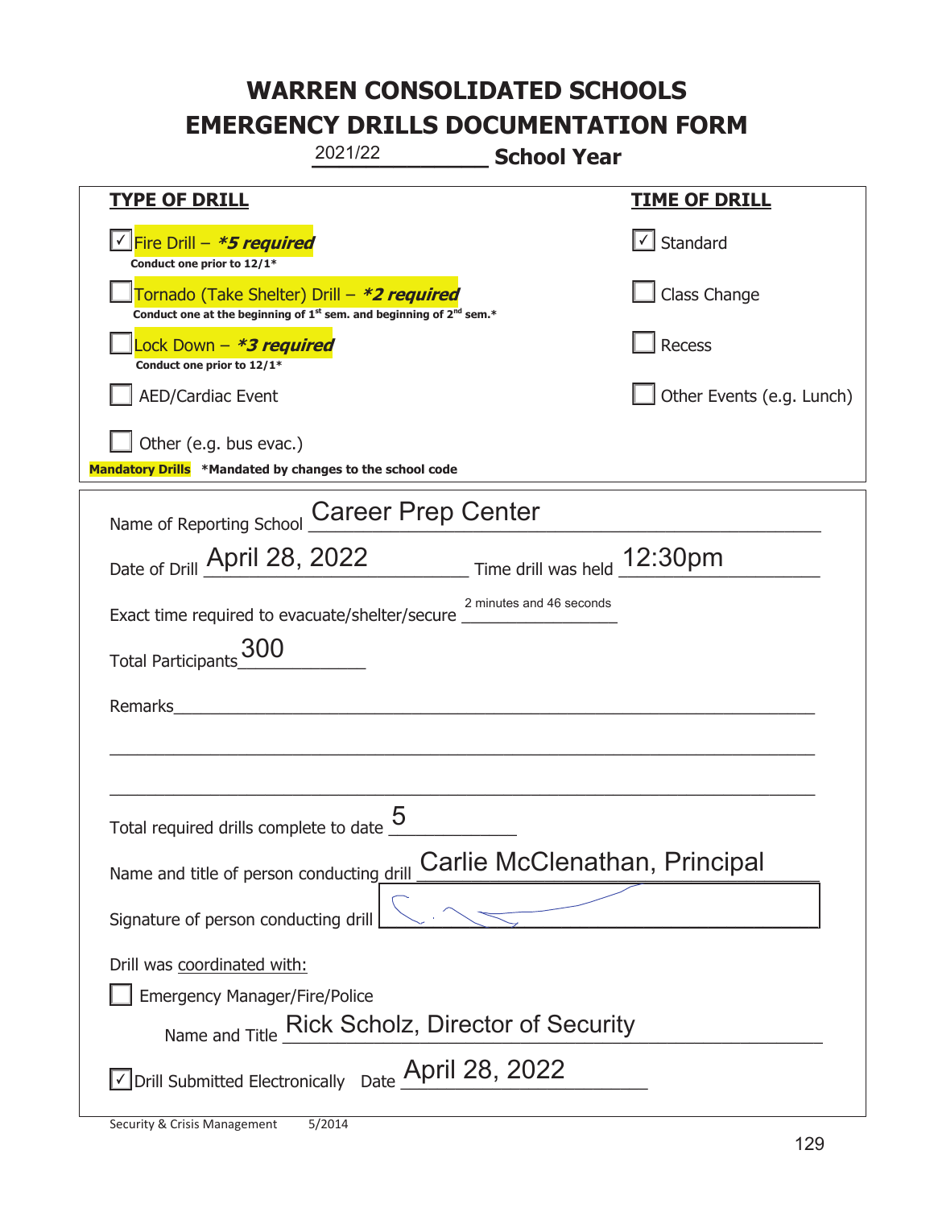# WARREN CONSOLIDATED SCHOOLS
# EMERGENCY DRILLS DOCUMENTATION FORM

2021/22 **School Year**

| **TYPE OF DRILL** | **TIME OF DRILL** |
|---|---|
| ☑ Fire Drill – ***5 required** <br> **Conduct one prior to 12/1*** | ☑ Standard |
| ☐ Tornado (Take Shelter) Drill – ***2 required** <br> **Conduct one at the beginning of 1st sem. and beginning of 2nd sem.*** | ☐ Class Change |
| ☐ Lock Down – ***3 required** <br> **Conduct one prior to 12/1*** | ☐ Recess |
| ☐ AED/Cardiac Event | ☐ Other Events (e.g. Lunch) |
| ☐ Other (e.g. bus evac.) | |

**Mandatory Drills** **\*Mandated by changes to the school code**

Name of Reporting School: Career Prep Center

Date of Drill: April 28, 2022 Time drill was held: 12:30pm

Exact time required to evacuate/shelter/secure: 2 minutes and 46 seconds

Total Participants: 300

Remarks: ______________________________

Total required drills complete to date: 5

Name and title of person conducting drill: Carlie McClenathan, Principal

Signature of person conducting drill: [signature]

Drill was coordinated with:

☐ Emergency Manager/Fire/Police

Name and Title: Rick Scholz, Director of Security

☑ Drill Submitted Electronically Date: April 28, 2022

Security & Crisis Management 5/2014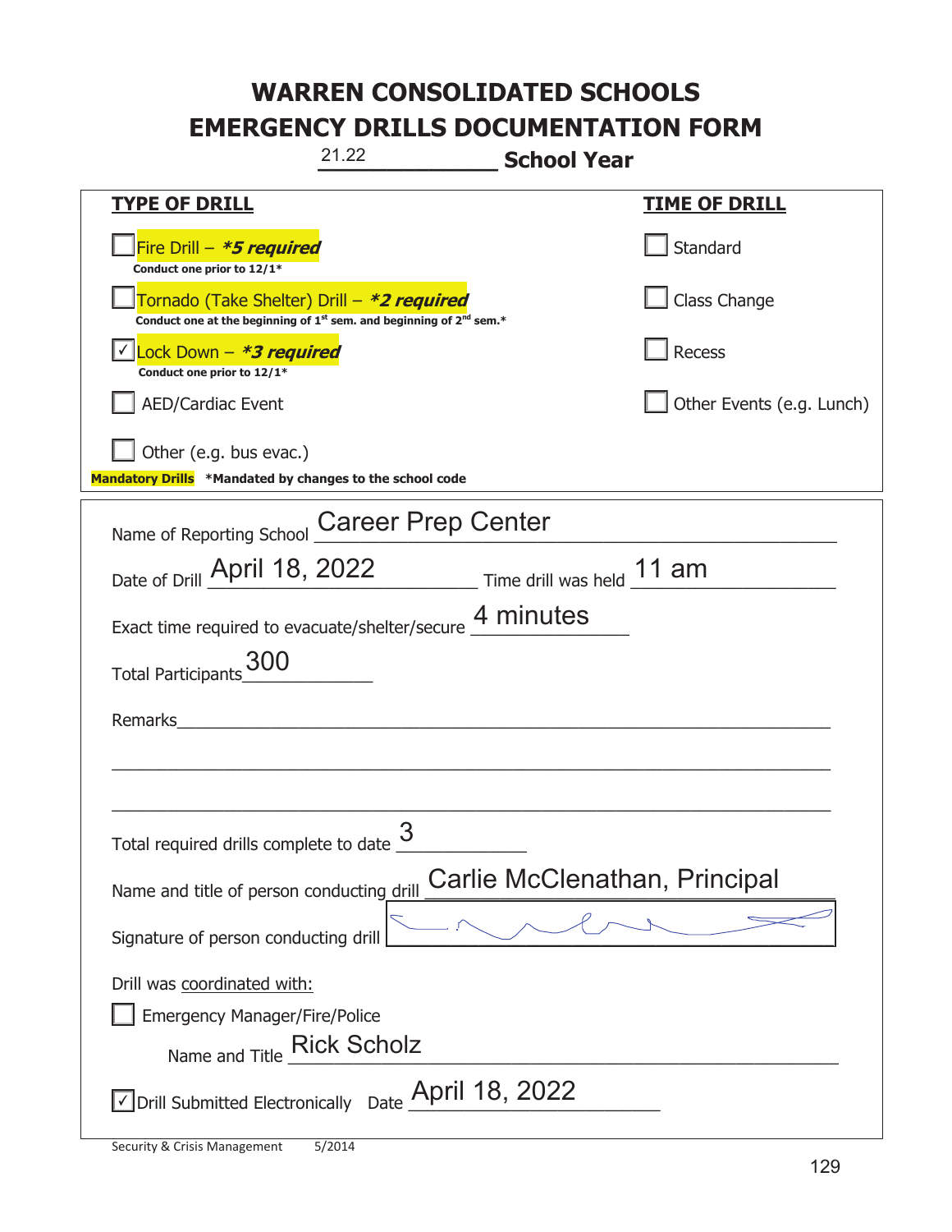# WARREN CONSOLIDATED SCHOOLS
# EMERGENCY DRILLS DOCUMENTATION FORM

21.22 __________ **School Year**

| **TYPE OF DRILL** | **TIME OF DRILL** |
|---|---|
| ☐ Fire Drill – ***5 required*** <br> **Conduct one prior to 12/1*** | ☐ Standard |
| ☐ Tornado (Take Shelter) Drill – ***2 required*** <br> **Conduct one at the beginning of 1st sem. and beginning of 2nd sem.*** | ☐ Class Change |
| ☑ Lock Down – ***3 required*** <br> **Conduct one prior to 12/1*** | ☐ Recess |
| ☐ AED/Cardiac Event | ☐ Other Events (e.g. Lunch) |
| ☐ Other (e.g. bus evac.) | |

**Mandatory Drills** ***Mandated by changes to the school code**

Name of Reporting School: Career Prep Center

Date of Drill: April 18, 2022 Time drill was held: 11 am

Exact time required to evacuate/shelter/secure: 4 minutes

Total Participants: 300

Remarks: ______________________________________________

Total required drills complete to date: 3

Name and title of person conducting drill: Carlie McClenathan, Principal

Signature of person conducting drill: [signature]

Drill was coordinated with:

☐ Emergency Manager/Fire/Police

Name and Title: Rick Scholz

☑ Drill Submitted Electronically Date: April 18, 2022

Security & Crisis Management 5/2014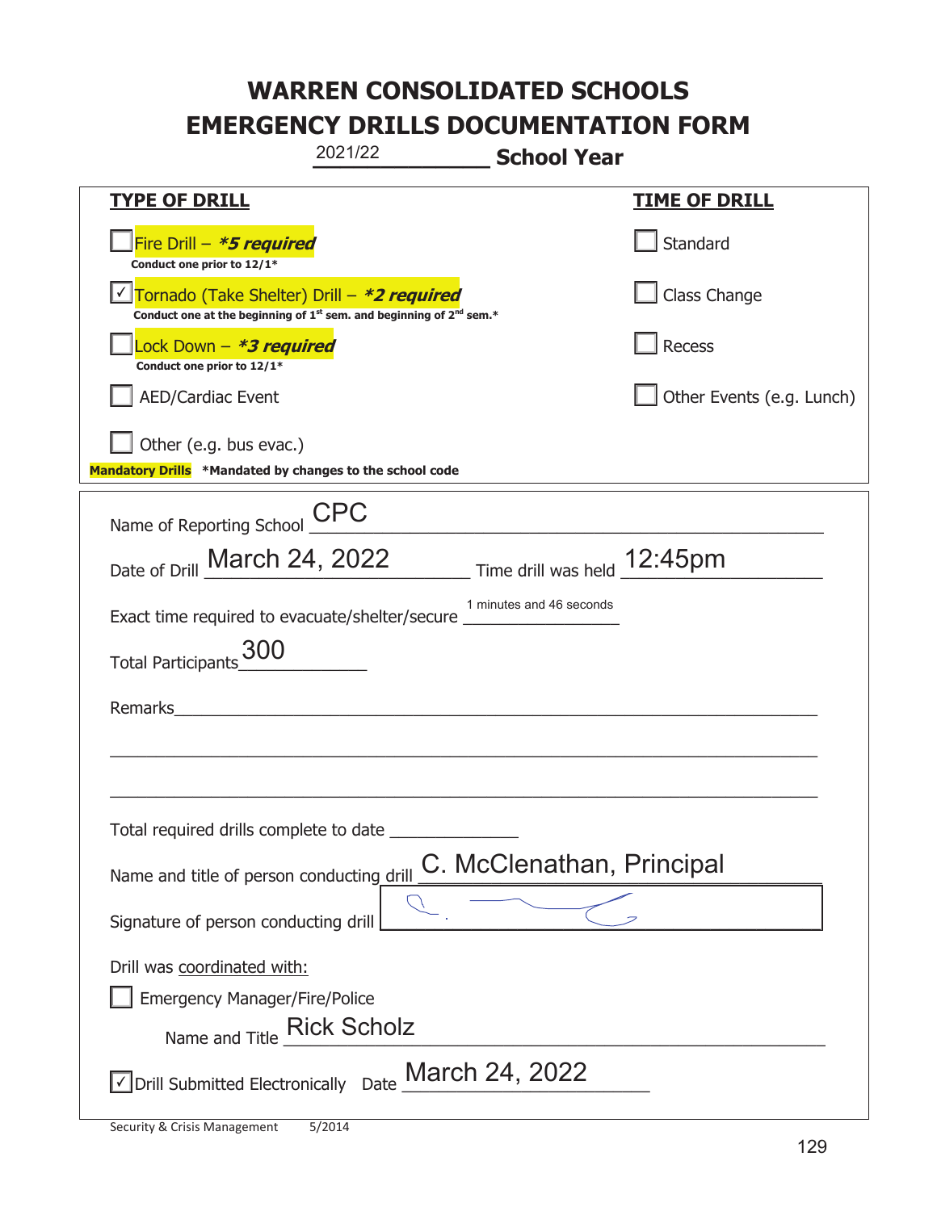# WARREN CONSOLIDATED SCHOOLS
# EMERGENCY DRILLS DOCUMENTATION FORM

2021/22 **School Year**

| **TYPE OF DRILL** | **TIME OF DRILL** |
|---|---|
| ☐ Fire Drill – ***5 required** <br> **Conduct one prior to 12/1*** | ☐ Standard |
| ☑ Tornado (Take Shelter) Drill – ***2 required** <br> **Conduct one at the beginning of 1st sem. and beginning of 2nd sem.*** | ☐ Class Change |
| ☐ Lock Down – ***3 required** <br> **Conduct one prior to 12/1*** | ☐ Recess |
| ☐ AED/Cardiac Event | ☐ Other Events (e.g. Lunch) |
| ☐ Other (e.g. bus evac.) | |

**Mandatory Drills** ***Mandated by changes to the school code**

Name of Reporting School: CPC

Date of Drill: March 24, 2022 Time drill was held: 12:45pm

Exact time required to evacuate/shelter/secure: 1 minutes and 46 seconds

Total Participants: 300

Remarks: ______________________________

Total required drills complete to date: ______________

Name and title of person conducting drill: C. McClenathan, Principal

Signature of person conducting drill: [signature]

Drill was coordinated with:

☐ Emergency Manager/Fire/Police

Name and Title: Rick Scholz

☑ Drill Submitted Electronically Date: March 24, 2022

Security & Crisis Management 5/2014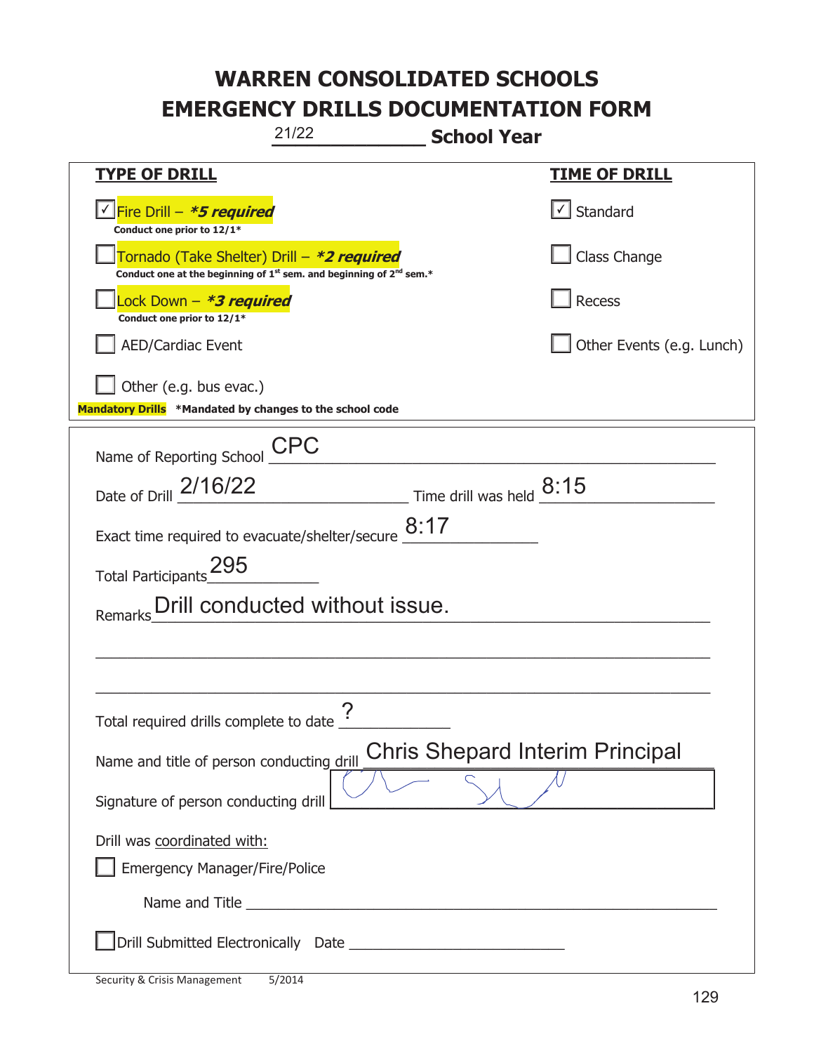# WARREN CONSOLIDATED SCHOOLS
# EMERGENCY DRILLS DOCUMENTATION FORM

21/22 **School Year**

| **TYPE OF DRILL** | **TIME OF DRILL** |
|---|---|
| ☑ Fire Drill – ***5 required*** <br> **Conduct one prior to 12/1*** | ☑ Standard |
| ☐ Tornado (Take Shelter) Drill – ***2 required*** <br> **Conduct one at the beginning of 1st sem. and beginning of 2nd sem.*** | ☐ Class Change |
| ☐ Lock Down – ***3 required*** <br> **Conduct one prior to 12/1*** | ☐ Recess |
| ☐ AED/Cardiac Event | ☐ Other Events (e.g. Lunch) |
| ☐ Other (e.g. bus evac.) | |

**Mandatory Drills** **\*Mandated by changes to the school code**

Name of Reporting School: CPC

Date of Drill: 2/16/22 Time drill was held: 8:15

Exact time required to evacuate/shelter/secure: 8:17

Total Participants: 295

Remarks: Drill conducted without issue.

Total required drills complete to date: ?

Name and title of person conducting drill: Chris Shepard Interim Principal

Signature of person conducting drill: [signature]

Drill was coordinated with:

☐ Emergency Manager/Fire/Police

Name and Title ______________________

☐ Drill Submitted Electronically Date ______________________

Security & Crisis Management 5/2014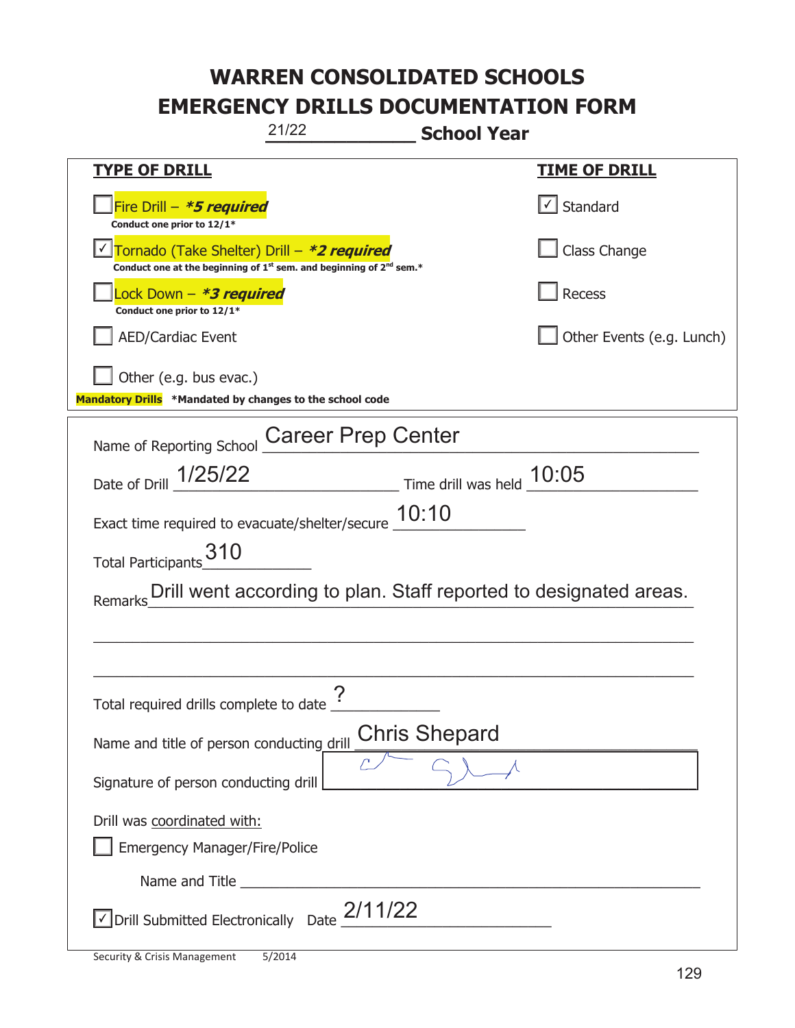# WARREN CONSOLIDATED SCHOOLS
# EMERGENCY DRILLS DOCUMENTATION FORM

21/22 **School Year**

| **TYPE OF DRILL** | **TIME OF DRILL** |
|---|---|
| ☐ Fire Drill – ***5 required*** Conduct one prior to 12/1* | ☑ Standard |
| ☑ Tornado (Take Shelter) Drill – ***2 required*** Conduct one at the beginning of 1st sem. and beginning of 2nd sem.* | ☐ Class Change |
| ☐ Lock Down – ***3 required*** Conduct one prior to 12/1* | ☐ Recess |
| ☐ AED/Cardiac Event | ☐ Other Events (e.g. Lunch) |
| ☐ Other (e.g. bus evac.) | |

**Mandatory Drills** ***Mandated by changes to the school code**

Name of Reporting School: Career Prep Center

Date of Drill: 1/25/22 Time drill was held: 10:05

Exact time required to evacuate/shelter/secure: 10:10

Total Participants: 310

Remarks: Drill went according to plan. Staff reported to designated areas.

Total required drills complete to date: ?

Name and title of person conducting drill: Chris Shepard

Signature of person conducting drill: [signature]

Drill was coordinated with:

☐ Emergency Manager/Fire/Police

Name and Title ____________

☑ Drill Submitted Electronically Date: 2/11/22

Security & Crisis Management 5/2014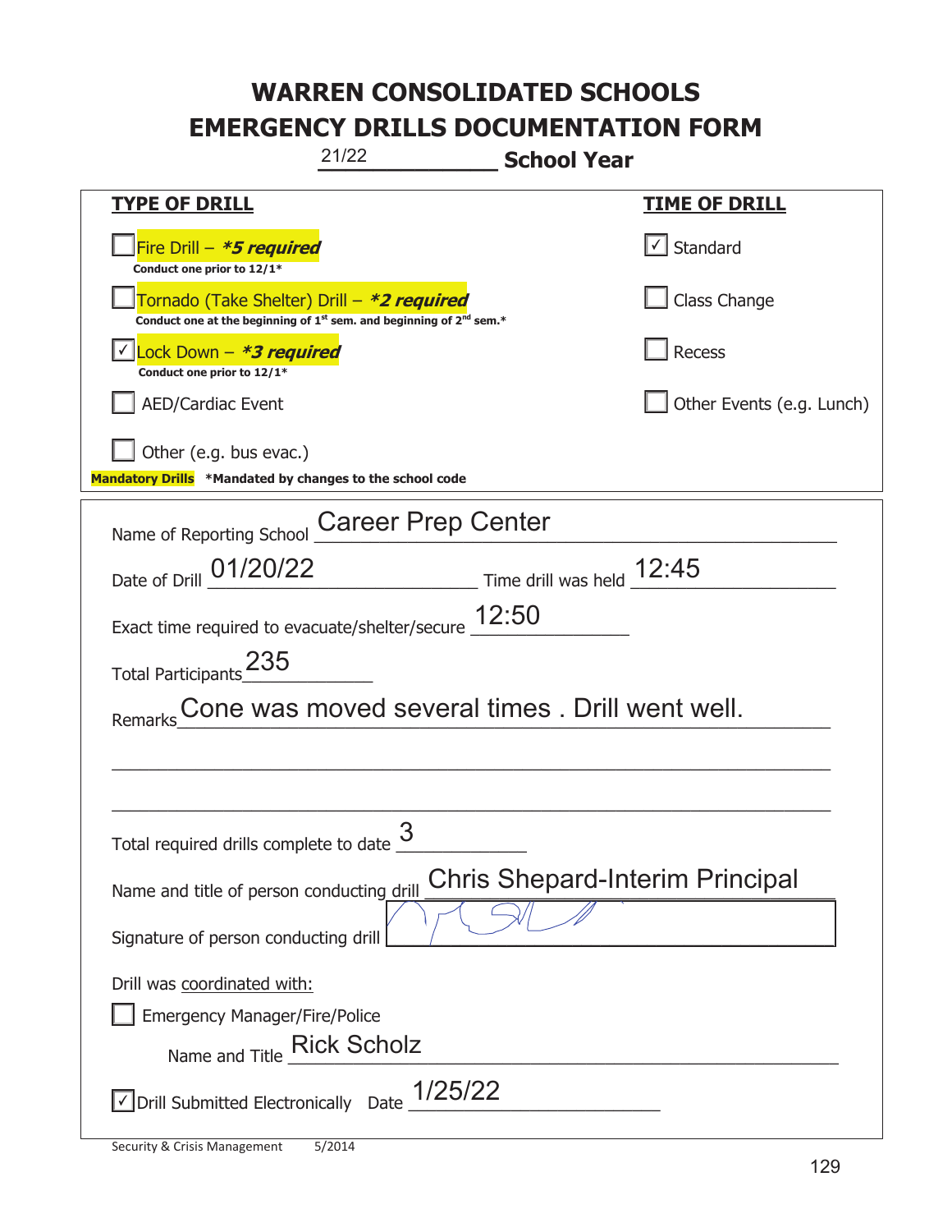# WARREN CONSOLIDATED SCHOOLS
# EMERGENCY DRILLS DOCUMENTATION FORM

21/22 **School Year**

| **TYPE OF DRILL** | **TIME OF DRILL** |
|---|---|
| ☐ Fire Drill – ***\*5 required*** <br> **Conduct one prior to 12/1\*** | ☑ Standard |
| ☐ Tornado (Take Shelter) Drill – ***\*2 required*** <br> **Conduct one at the beginning of 1st sem. and beginning of 2nd sem.\*** | ☐ Class Change |
| ☑ Lock Down – ***\*3 required*** <br> **Conduct one prior to 12/1\*** | ☐ Recess |
| ☐ AED/Cardiac Event | ☐ Other Events (e.g. Lunch) |
| ☐ Other (e.g. bus evac.) | |

**Mandatory Drills** **\*Mandated by changes to the school code**

Name of Reporting School: Career Prep Center

Date of Drill: 01/20/22 Time drill was held: 12:45

Exact time required to evacuate/shelter/secure: 12:50

Total Participants: 235

Remarks: Cone was moved several times . Drill went well.

Total required drills complete to date: 3

Name and title of person conducting drill: Chris Shepard-Interim Principal

Signature of person conducting drill: [signature]

Drill was coordinated with:

☐ Emergency Manager/Fire/Police

Name and Title: Rick Scholz

☑ Drill Submitted Electronically Date: 1/25/22

Security & Crisis Management 5/2014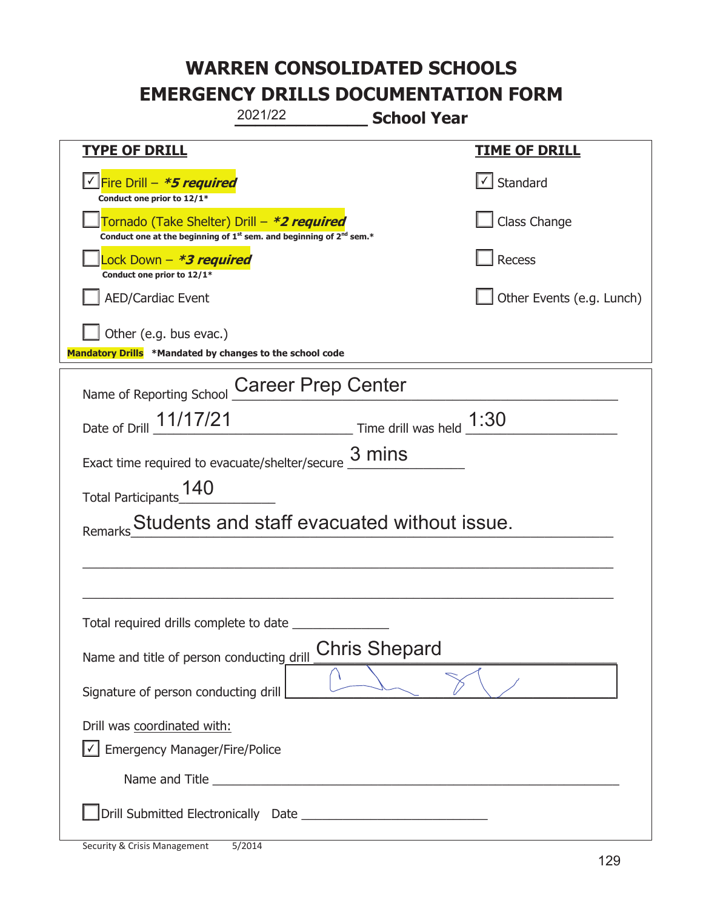# WARREN CONSOLIDATED SCHOOLS
# EMERGENCY DRILLS DOCUMENTATION FORM

2021/22 **School Year**

| **TYPE OF DRILL** | **TIME OF DRILL** |
| --- | --- |
| ☑ Fire Drill – ***5 required*** <br> **Conduct one prior to 12/1*** | ☑ Standard |
| ☐ Tornado (Take Shelter) Drill – ***2 required*** <br> **Conduct one at the beginning of 1st sem. and beginning of 2nd sem.*** | ☐ Class Change |
| ☐ Lock Down – ***3 required*** <br> **Conduct one prior to 12/1*** | ☐ Recess |
| ☐ AED/Cardiac Event | ☐ Other Events (e.g. Lunch) |
| ☐ Other (e.g. bus evac.) | |

**Mandatory Drills** ***Mandated by changes to the school code**

Name of Reporting School: Career Prep Center

Date of Drill: 11/17/21 Time drill was held: 1:30

Exact time required to evacuate/shelter/secure: 3 mins

Total Participants: 140

Remarks: Students and staff evacuated without issue.

Total required drills complete to date: ______________

Name and title of person conducting drill: Chris Shepard

Signature of person conducting drill: [signature]

Drill was coordinated with:

☑ Emergency Manager/Fire/Police

Name and Title: ______________________________

☐ Drill Submitted Electronically Date: ______________________

Security & Crisis Management 5/2014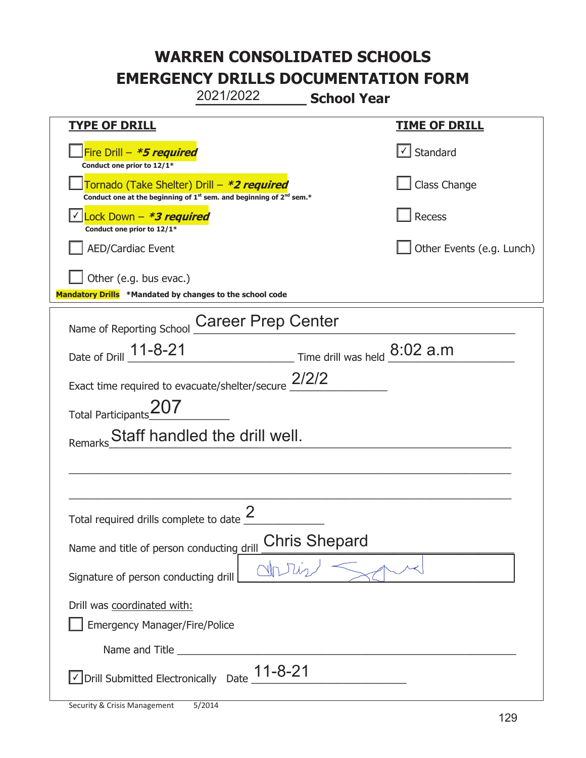# WARREN CONSOLIDATED SCHOOLS
# EMERGENCY DRILLS DOCUMENTATION FORM

2021/2022 **School Year**

| **TYPE OF DRILL** | **TIME OF DRILL** |
|---|---|
| ☐ Fire Drill – ***\*5 required*** <br> **Conduct one prior to 12/1\*** | ☑ Standard |
| ☐ Tornado (Take Shelter) Drill – ***\*2 required*** <br> **Conduct one at the beginning of 1st sem. and beginning of 2nd sem.\*** | ☐ Class Change |
| ☑ Lock Down – ***\*3 required*** <br> **Conduct one prior to 12/1\*** | ☐ Recess |
| ☐ AED/Cardiac Event | ☐ Other Events (e.g. Lunch) |
| ☐ Other (e.g. bus evac.) | |

**Mandatory Drills** **\*Mandated by changes to the school code**

Name of Reporting School: Career Prep Center

Date of Drill: 11-8-21 Time drill was held: 8:02 a.m

Exact time required to evacuate/shelter/secure: 2/2/2

Total Participants: 207

Remarks: Staff handled the drill well.

Total required drills complete to date: 2

Name and title of person conducting drill: Chris Shepard

Signature of person conducting drill: [signature]

Drill was coordinated with:

☐ Emergency Manager/Fire/Police

Name and Title: 

☑ Drill Submitted Electronically Date: 11-8-21

Security & Crisis Management 5/2014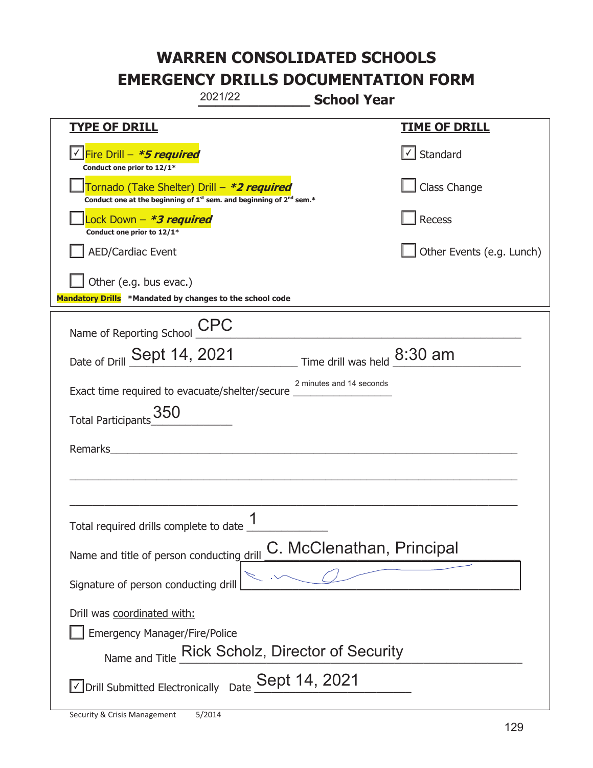# WARREN CONSOLIDATED SCHOOLS
# EMERGENCY DRILLS DOCUMENTATION FORM

2021/22 **School Year**

| **TYPE OF DRILL** | **TIME OF DRILL** |
|---|---|
| ☑ Fire Drill – ***5 required** <br> **Conduct one prior to 12/1*** | ☑ Standard |
| ☐ Tornado (Take Shelter) Drill – ***2 required** <br> **Conduct one at the beginning of 1st sem. and beginning of 2nd sem.*** | ☐ Class Change |
| ☐ Lock Down – ***3 required** <br> **Conduct one prior to 12/1*** | ☐ Recess |
| ☐ AED/Cardiac Event | ☐ Other Events (e.g. Lunch) |
| ☐ Other (e.g. bus evac.) | |

**Mandatory Drills** **\*Mandated by changes to the school code**

Name of Reporting School: CPC

Date of Drill: Sept 14, 2021 Time drill was held: 8:30 am

Exact time required to evacuate/shelter/secure: 2 minutes and 14 seconds

Total Participants: 350

Remarks:

Total required drills complete to date: 1

Name and title of person conducting drill: C. McClenathan, Principal

Signature of person conducting drill: [signature]

Drill was coordinated with:

☐ Emergency Manager/Fire/Police

Name and Title: Rick Scholz, Director of Security

☑ Drill Submitted Electronically Date: Sept 14, 2021

Security & Crisis Management 5/2014